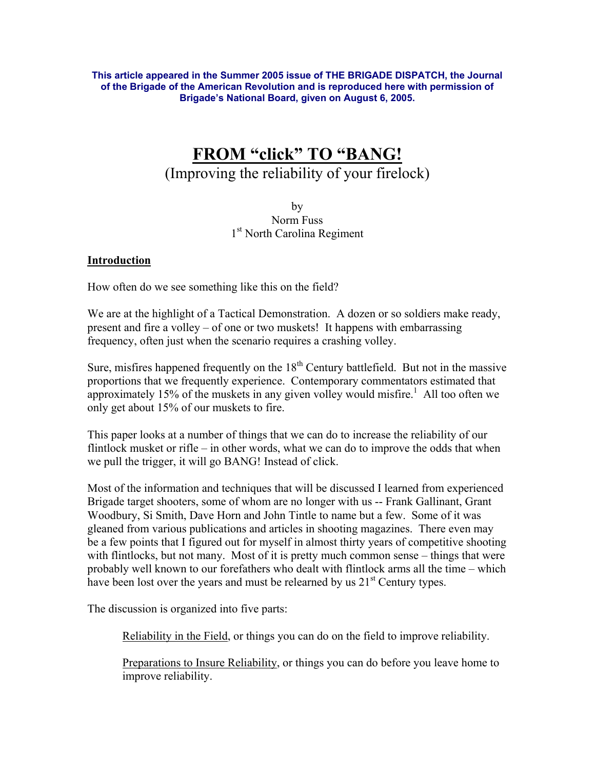**This article appeared in the Summer 2005 issue of THE BRIGADE DISPATCH, the Journal of the Brigade of the American Revolution and is reproduced here with permission of Brigade's National Board, given on August 6, 2005.**

# FROM "click" TO "BANG!

(Improving the reliability of your firelock)

by
Norm Fuss
1st North Carolina Regiment

## Introduction

How often do we see something like this on the field?

We are at the highlight of a Tactical Demonstration. A dozen or so soldiers make ready, present and fire a volley – of one or two muskets! It happens with embarrassing frequency, often just when the scenario requires a crashing volley.

Sure, misfires happened frequently on the 18th Century battlefield. But not in the massive proportions that we frequently experience. Contemporary commentators estimated that approximately 15% of the muskets in any given volley would misfire.[1] All too often we only get about 15% of our muskets to fire.

This paper looks at a number of things that we can do to increase the reliability of our flintlock musket or rifle – in other words, what we can do to improve the odds that when we pull the trigger, it will go BANG! Instead of click.

Most of the information and techniques that will be discussed I learned from experienced Brigade target shooters, some of whom are no longer with us -- Frank Gallinant, Grant Woodbury, Si Smith, Dave Horn and John Tintle to name but a few. Some of it was gleaned from various publications and articles in shooting magazines. There even may be a few points that I figured out for myself in almost thirty years of competitive shooting with flintlocks, but not many. Most of it is pretty much common sense – things that were probably well known to our forefathers who dealt with flintlock arms all the time – which have been lost over the years and must be relearned by us 21st Century types.

The discussion is organized into five parts:

> Reliability in the Field, or things you can do on the field to improve reliability.
>
> Preparations to Insure Reliability, or things you can do before you leave home to improve reliability.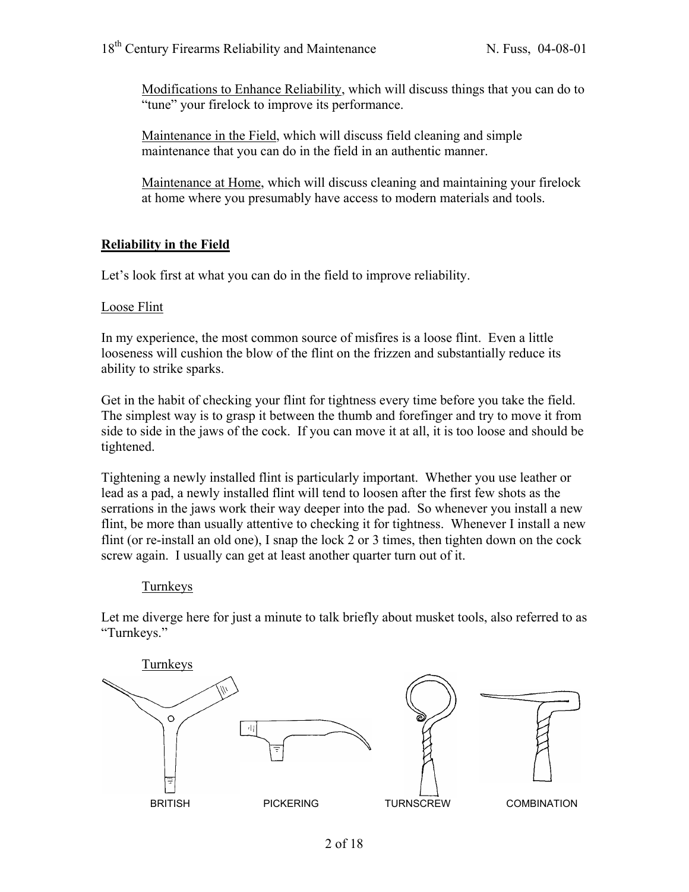Modifications to Enhance Reliability, which will discuss things that you can do to "tune" your firelock to improve its performance.

Maintenance in the Field, which will discuss field cleaning and simple maintenance that you can do in the field in an authentic manner.

Maintenance at Home, which will discuss cleaning and maintaining your firelock at home where you presumably have access to modern materials and tools.

## Reliability in the Field

Let's look first at what you can do in the field to improve reliability.

### Loose Flint

In my experience, the most common source of misfires is a loose flint. Even a little looseness will cushion the blow of the flint on the frizzen and substantially reduce its ability to strike sparks.

Get in the habit of checking your flint for tightness every time before you take the field. The simplest way is to grasp it between the thumb and forefinger and try to move it from side to side in the jaws of the cock. If you can move it at all, it is too loose and should be tightened.

Tightening a newly installed flint is particularly important. Whether you use leather or lead as a pad, a newly installed flint will tend to loosen after the first few shots as the serrations in the jaws work their way deeper into the pad. So whenever you install a new flint, be more than usually attentive to checking it for tightness. Whenever I install a new flint (or re-install an old one), I snap the lock 2 or 3 times, then tighten down on the cock screw again. I usually can get at least another quarter turn out of it.

#### Turnkeys

Let me diverge here for just a minute to talk briefly about musket tools, also referred to as "Turnkeys."

Turnkeys

BRITISH PICKERING TURNSCREW COMBINATION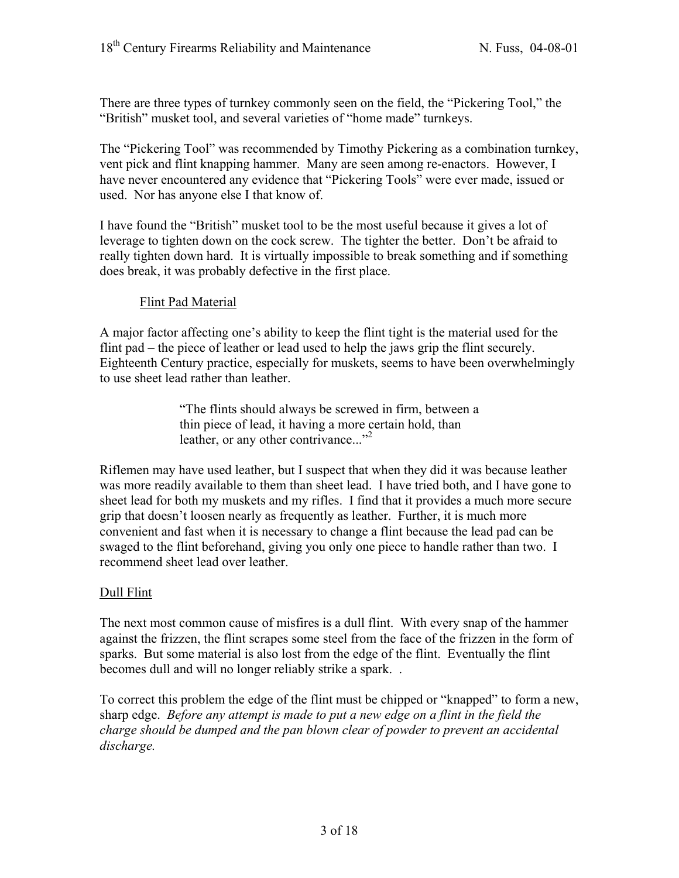There are three types of turnkey commonly seen on the field, the "Pickering Tool," the "British" musket tool, and several varieties of "home made" turnkeys.

The "Pickering Tool" was recommended by Timothy Pickering as a combination turnkey, vent pick and flint knapping hammer. Many are seen among re-enactors. However, I have never encountered any evidence that "Pickering Tools" were ever made, issued or used. Nor has anyone else I that know of.

I have found the "British" musket tool to be the most useful because it gives a lot of leverage to tighten down on the cock screw. The tighter the better. Don't be afraid to really tighten down hard. It is virtually impossible to break something and if something does break, it was probably defective in the first place.

### Flint Pad Material

A major factor affecting one's ability to keep the flint tight is the material used for the flint pad – the piece of leather or lead used to help the jaws grip the flint securely. Eighteenth Century practice, especially for muskets, seems to have been overwhelmingly to use sheet lead rather than leather.

> "The flints should always be screwed in firm, between a thin piece of lead, it having a more certain hold, than leather, or any other contrivance..."[2]

Riflemen may have used leather, but I suspect that when they did it was because leather was more readily available to them than sheet lead. I have tried both, and I have gone to sheet lead for both my muskets and my rifles. I find that it provides a much more secure grip that doesn't loosen nearly as frequently as leather. Further, it is much more convenient and fast when it is necessary to change a flint because the lead pad can be swaged to the flint beforehand, giving you only one piece to handle rather than two. I recommend sheet lead over leather.

## Dull Flint

The next most common cause of misfires is a dull flint. With every snap of the hammer against the frizzen, the flint scrapes some steel from the face of the frizzen in the form of sparks. But some material is also lost from the edge of the flint. Eventually the flint becomes dull and will no longer reliably strike a spark. .

To correct this problem the edge of the flint must be chipped or "knapped" to form a new, sharp edge. *Before any attempt is made to put a new edge on a flint in the field the charge should be dumped and the pan blown clear of powder to prevent an accidental discharge.*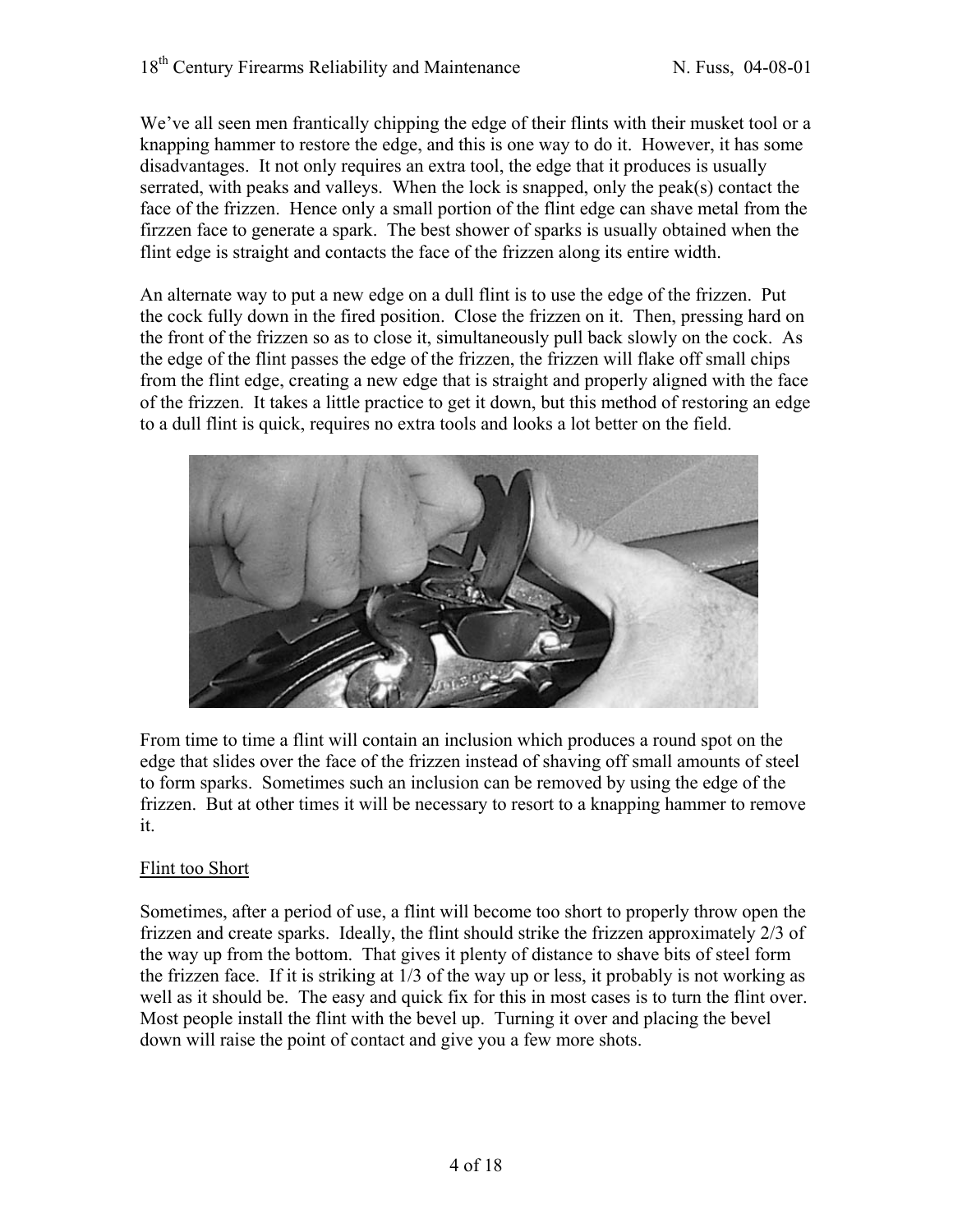We've all seen men frantically chipping the edge of their flints with their musket tool or a knapping hammer to restore the edge, and this is one way to do it. However, it has some disadvantages. It not only requires an extra tool, the edge that it produces is usually serrated, with peaks and valleys. When the lock is snapped, only the peak(s) contact the face of the frizzen. Hence only a small portion of the flint edge can shave metal from the firzzen face to generate a spark. The best shower of sparks is usually obtained when the flint edge is straight and contacts the face of the frizzen along its entire width.

An alternate way to put a new edge on a dull flint is to use the edge of the frizzen. Put the cock fully down in the fired position. Close the frizzen on it. Then, pressing hard on the front of the frizzen so as to close it, simultaneously pull back slowly on the cock. As the edge of the flint passes the edge of the frizzen, the frizzen will flake off small chips from the flint edge, creating a new edge that is straight and properly aligned with the face of the frizzen. It takes a little practice to get it down, but this method of restoring an edge to a dull flint is quick, requires no extra tools and looks a lot better on the field.

From time to time a flint will contain an inclusion which produces a round spot on the edge that slides over the face of the frizzen instead of shaving off small amounts of steel to form sparks. Sometimes such an inclusion can be removed by using the edge of the frizzen. But at other times it will be necessary to resort to a knapping hammer to remove it.

## Flint too Short

Sometimes, after a period of use, a flint will become too short to properly throw open the frizzen and create sparks. Ideally, the flint should strike the frizzen approximately 2/3 of the way up from the bottom. That gives it plenty of distance to shave bits of steel form the frizzen face. If it is striking at 1/3 of the way up or less, it probably is not working as well as it should be. The easy and quick fix for this in most cases is to turn the flint over. Most people install the flint with the bevel up. Turning it over and placing the bevel down will raise the point of contact and give you a few more shots.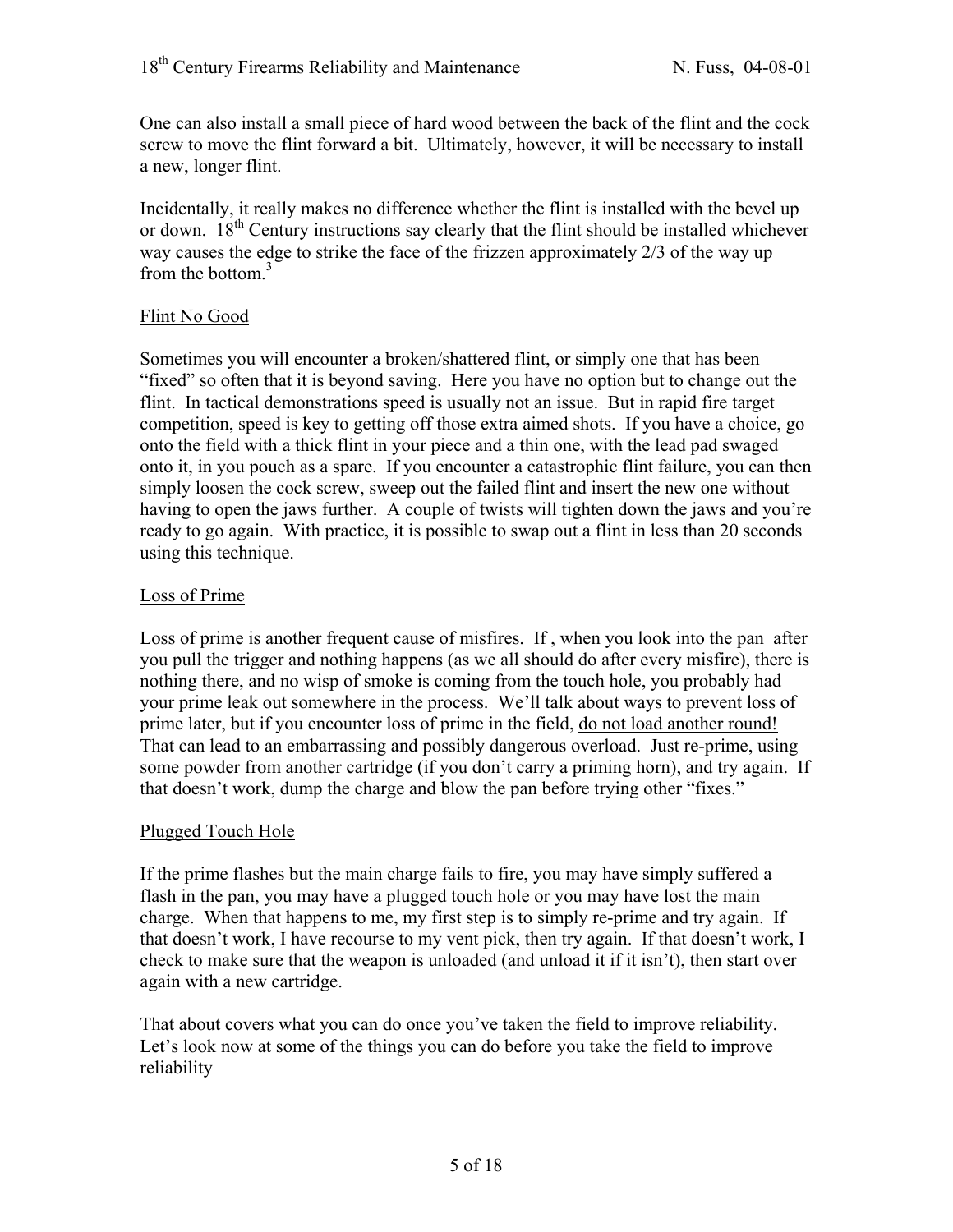One can also install a small piece of hard wood between the back of the flint and the cock screw to move the flint forward a bit. Ultimately, however, it will be necessary to install a new, longer flint.

Incidentally, it really makes no difference whether the flint is installed with the bevel up or down. 18th Century instructions say clearly that the flint should be installed whichever way causes the edge to strike the face of the frizzen approximately 2/3 of the way up from the bottom.[3]

## Flint No Good

Sometimes you will encounter a broken/shattered flint, or simply one that has been "fixed" so often that it is beyond saving. Here you have no option but to change out the flint. In tactical demonstrations speed is usually not an issue. But in rapid fire target competition, speed is key to getting off those extra aimed shots. If you have a choice, go onto the field with a thick flint in your piece and a thin one, with the lead pad swaged onto it, in you pouch as a spare. If you encounter a catastrophic flint failure, you can then simply loosen the cock screw, sweep out the failed flint and insert the new one without having to open the jaws further. A couple of twists will tighten down the jaws and you're ready to go again. With practice, it is possible to swap out a flint in less than 20 seconds using this technique.

## Loss of Prime

Loss of prime is another frequent cause of misfires. If , when you look into the pan after you pull the trigger and nothing happens (as we all should do after every misfire), there is nothing there, and no wisp of smoke is coming from the touch hole, you probably had your prime leak out somewhere in the process. We'll talk about ways to prevent loss of prime later, but if you encounter loss of prime in the field, <u>do not load another round!</u> That can lead to an embarrassing and possibly dangerous overload. Just re-prime, using some powder from another cartridge (if you don't carry a priming horn), and try again. If that doesn't work, dump the charge and blow the pan before trying other "fixes."

## Plugged Touch Hole

If the prime flashes but the main charge fails to fire, you may have simply suffered a flash in the pan, you may have a plugged touch hole or you may have lost the main charge. When that happens to me, my first step is to simply re-prime and try again. If that doesn't work, I have recourse to my vent pick, then try again. If that doesn't work, I check to make sure that the weapon is unloaded (and unload it if it isn't), then start over again with a new cartridge.

That about covers what you can do once you've taken the field to improve reliability. Let's look now at some of the things you can do before you take the field to improve reliability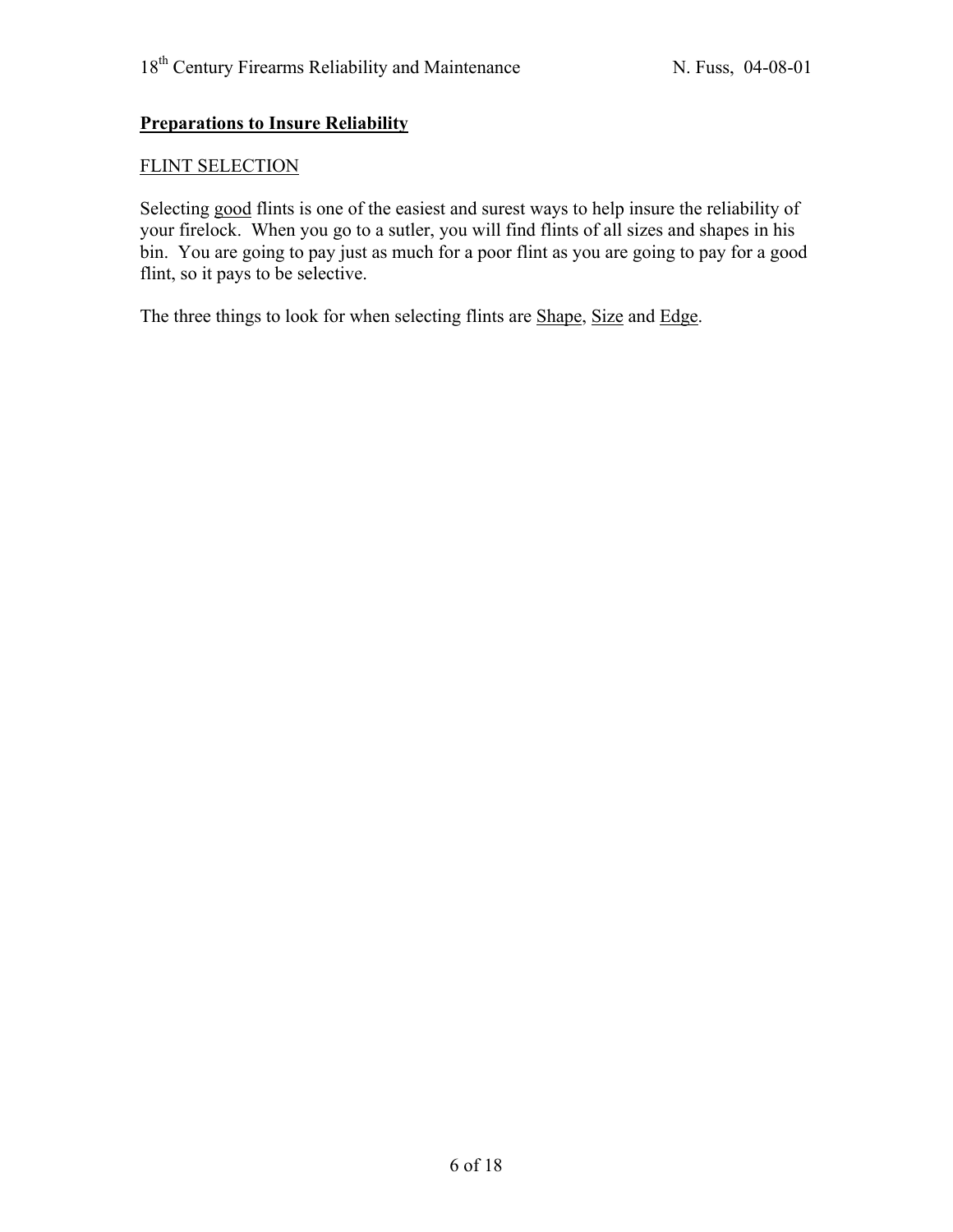## **Preparations to Insure Reliability**

### FLINT SELECTION

Selecting good flints is one of the easiest and surest ways to help insure the reliability of your firelock. When you go to a sutler, you will find flints of all sizes and shapes in his bin. You are going to pay just as much for a poor flint as you are going to pay for a good flint, so it pays to be selective.

The three things to look for when selecting flints are Shape, Size and Edge.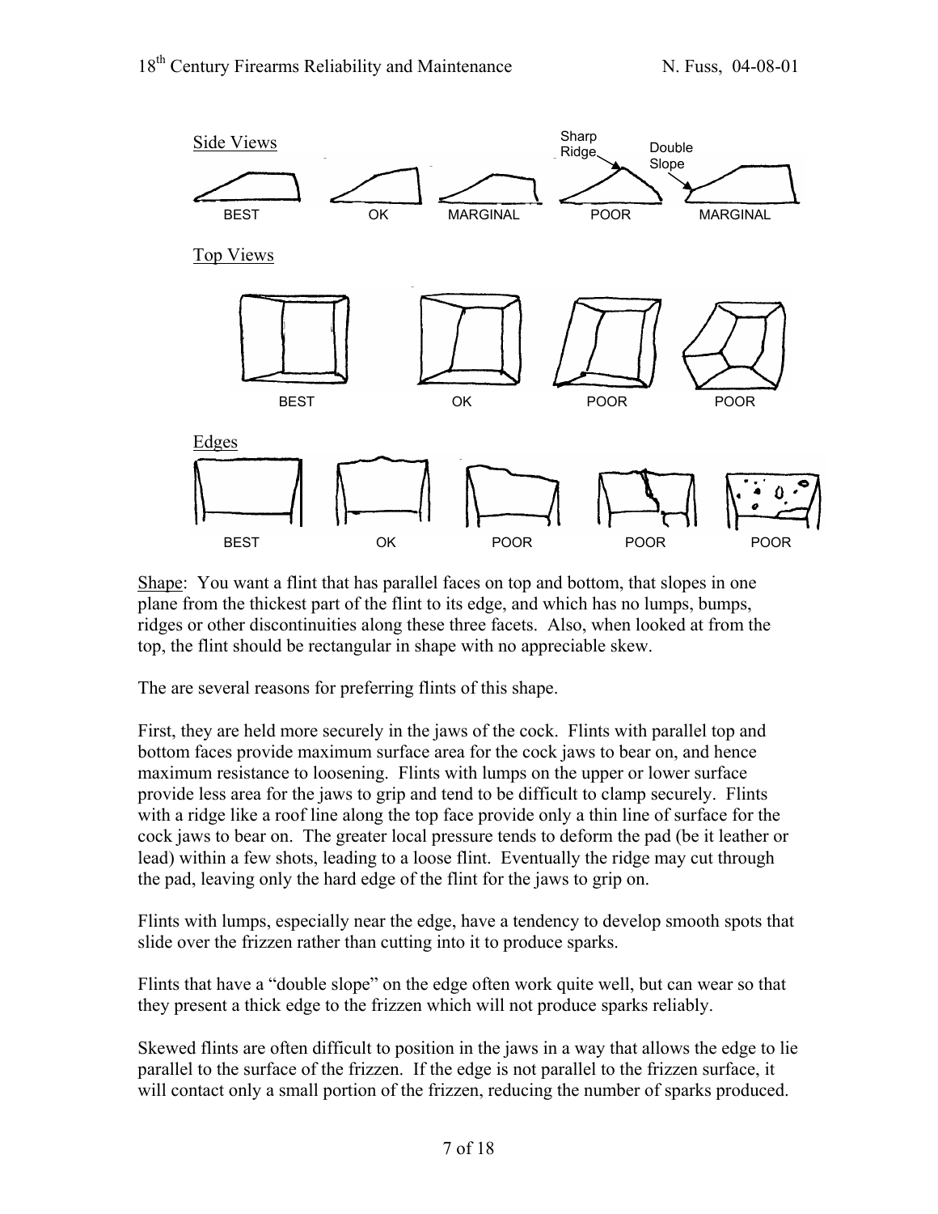Side Views

Sharp Ridge — Double Slope

BEST — OK — MARGINAL — POOR — MARGINAL

Top Views

BEST — OK — POOR — POOR

Edges

BEST — OK — POOR — POOR — POOR

Shape: You want a flint that has parallel faces on top and bottom, that slopes in one plane from the thickest part of the flint to its edge, and which has no lumps, bumps, ridges or other discontinuities along these three facets. Also, when looked at from the top, the flint should be rectangular in shape with no appreciable skew.

The are several reasons for preferring flints of this shape.

First, they are held more securely in the jaws of the cock. Flints with parallel top and bottom faces provide maximum surface area for the cock jaws to bear on, and hence maximum resistance to loosening. Flints with lumps on the upper or lower surface provide less area for the jaws to grip and tend to be difficult to clamp securely. Flints with a ridge like a roof line along the top face provide only a thin line of surface for the cock jaws to bear on. The greater local pressure tends to deform the pad (be it leather or lead) within a few shots, leading to a loose flint. Eventually the ridge may cut through the pad, leaving only the hard edge of the flint for the jaws to grip on.

Flints with lumps, especially near the edge, have a tendency to develop smooth spots that slide over the frizzen rather than cutting into it to produce sparks.

Flints that have a "double slope" on the edge often work quite well, but can wear so that they present a thick edge to the frizzen which will not produce sparks reliably.

Skewed flints are often difficult to position in the jaws in a way that allows the edge to lie parallel to the surface of the frizzen. If the edge is not parallel to the frizzen surface, it will contact only a small portion of the frizzen, reducing the number of sparks produced.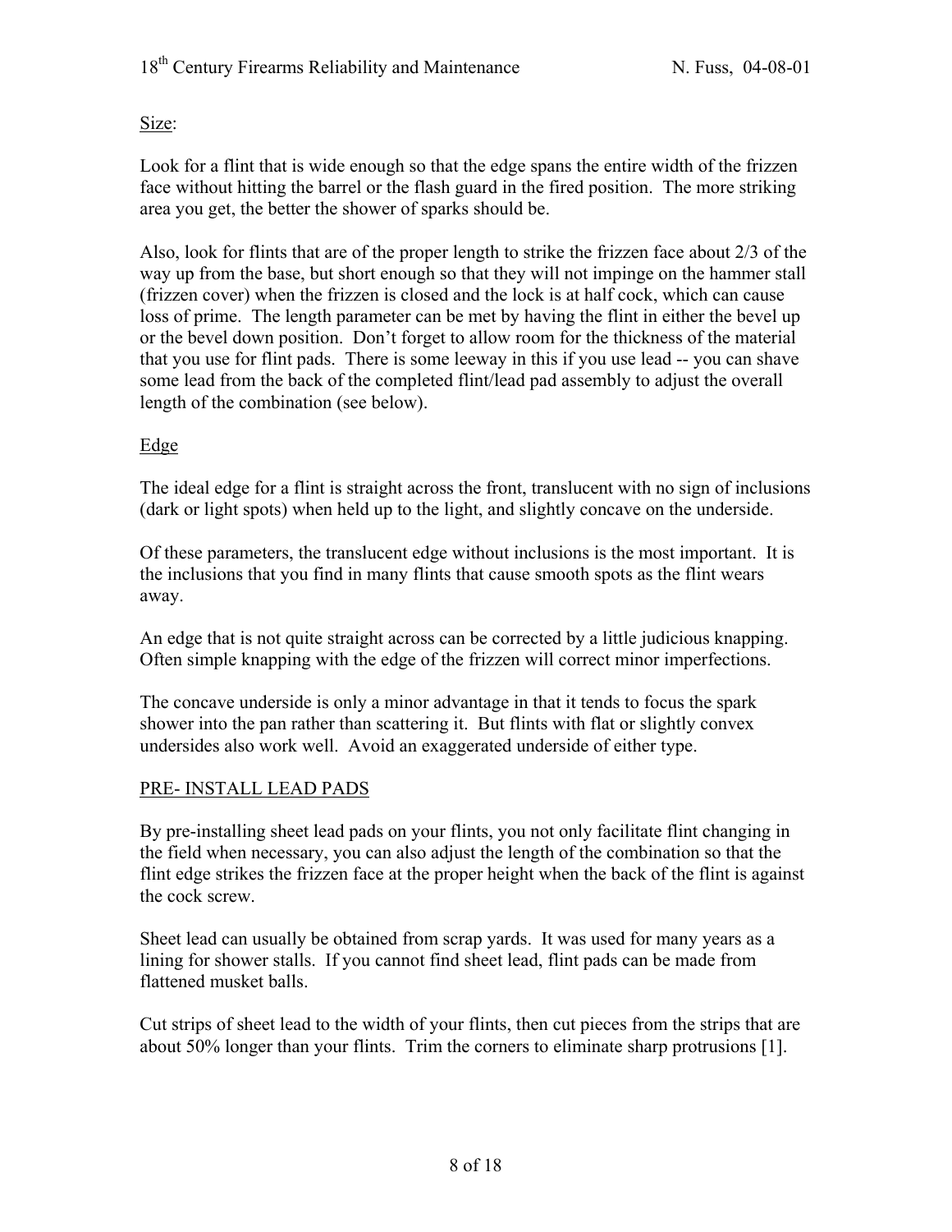Size:

Look for a flint that is wide enough so that the edge spans the entire width of the frizzen face without hitting the barrel or the flash guard in the fired position. The more striking area you get, the better the shower of sparks should be.

Also, look for flints that are of the proper length to strike the frizzen face about 2/3 of the way up from the base, but short enough so that they will not impinge on the hammer stall (frizzen cover) when the frizzen is closed and the lock is at half cock, which can cause loss of prime. The length parameter can be met by having the flint in either the bevel up or the bevel down position. Don't forget to allow room for the thickness of the material that you use for flint pads. There is some leeway in this if you use lead -- you can shave some lead from the back of the completed flint/lead pad assembly to adjust the overall length of the combination (see below).

Edge

The ideal edge for a flint is straight across the front, translucent with no sign of inclusions (dark or light spots) when held up to the light, and slightly concave on the underside.

Of these parameters, the translucent edge without inclusions is the most important. It is the inclusions that you find in many flints that cause smooth spots as the flint wears away.

An edge that is not quite straight across can be corrected by a little judicious knapping. Often simple knapping with the edge of the frizzen will correct minor imperfections.

The concave underside is only a minor advantage in that it tends to focus the spark shower into the pan rather than scattering it. But flints with flat or slightly convex undersides also work well. Avoid an exaggerated underside of either type.

## PRE- INSTALL LEAD PADS

By pre-installing sheet lead pads on your flints, you not only facilitate flint changing in the field when necessary, you can also adjust the length of the combination so that the flint edge strikes the frizzen face at the proper height when the back of the flint is against the cock screw.

Sheet lead can usually be obtained from scrap yards. It was used for many years as a lining for shower stalls. If you cannot find sheet lead, flint pads can be made from flattened musket balls.

Cut strips of sheet lead to the width of your flints, then cut pieces from the strips that are about 50% longer than your flints. Trim the corners to eliminate sharp protrusions [1].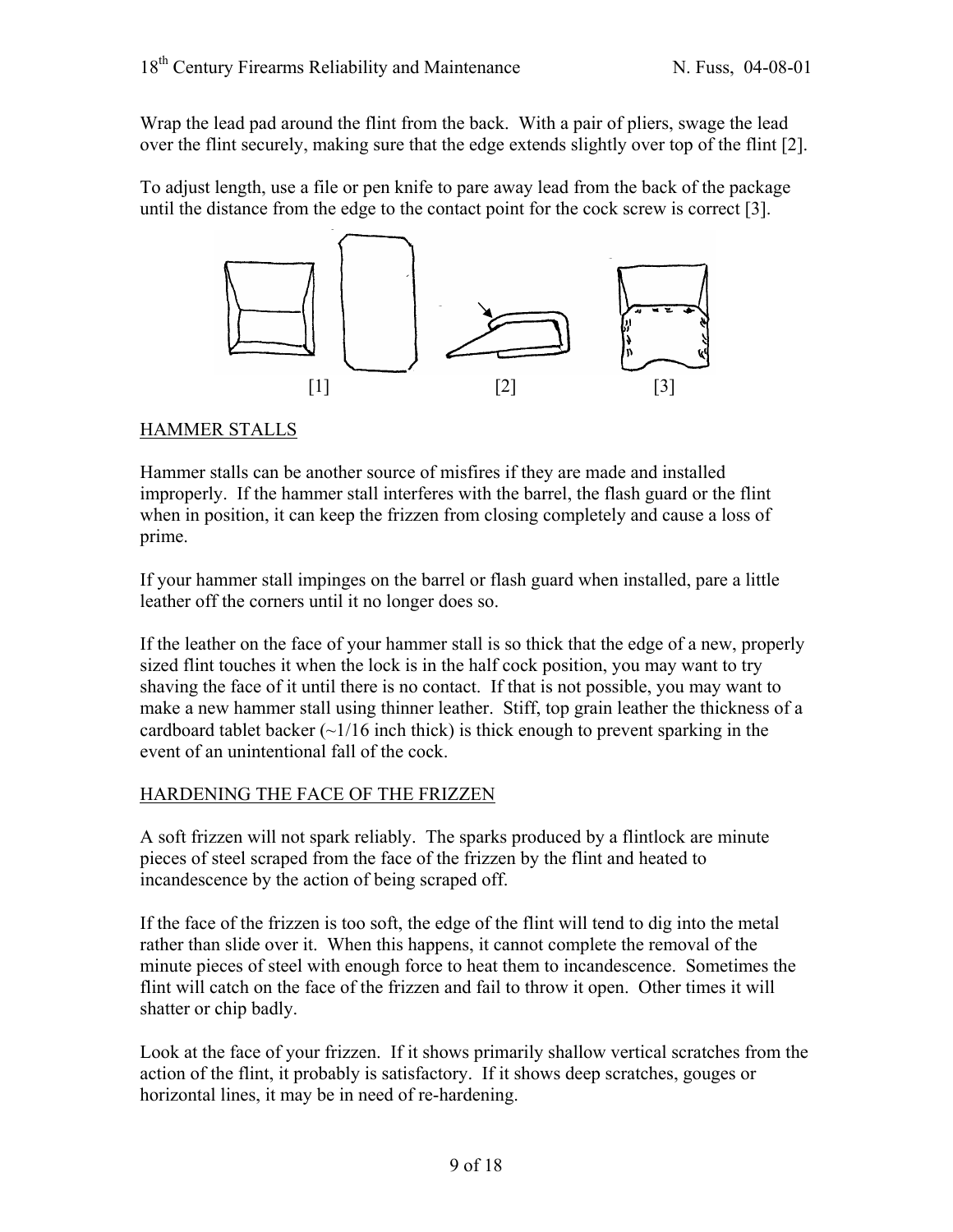Wrap the lead pad around the flint from the back. With a pair of pliers, swage the lead over the flint securely, making sure that the edge extends slightly over top of the flint [2].

To adjust length, use a file or pen knife to pare away lead from the back of the package until the distance from the edge to the contact point for the cock screw is correct [3].

[1] [2] [3]

## HAMMER STALLS

Hammer stalls can be another source of misfires if they are made and installed improperly. If the hammer stall interferes with the barrel, the flash guard or the flint when in position, it can keep the frizzen from closing completely and cause a loss of prime.

If your hammer stall impinges on the barrel or flash guard when installed, pare a little leather off the corners until it no longer does so.

If the leather on the face of your hammer stall is so thick that the edge of a new, properly sized flint touches it when the lock is in the half cock position, you may want to try shaving the face of it until there is no contact. If that is not possible, you may want to make a new hammer stall using thinner leather. Stiff, top grain leather the thickness of a cardboard tablet backer (~1/16 inch thick) is thick enough to prevent sparking in the event of an unintentional fall of the cock.

## HARDENING THE FACE OF THE FRIZZEN

A soft frizzen will not spark reliably. The sparks produced by a flintlock are minute pieces of steel scraped from the face of the frizzen by the flint and heated to incandescence by the action of being scraped off.

If the face of the frizzen is too soft, the edge of the flint will tend to dig into the metal rather than slide over it. When this happens, it cannot complete the removal of the minute pieces of steel with enough force to heat them to incandescence. Sometimes the flint will catch on the face of the frizzen and fail to throw it open. Other times it will shatter or chip badly.

Look at the face of your frizzen. If it shows primarily shallow vertical scratches from the action of the flint, it probably is satisfactory. If it shows deep scratches, gouges or horizontal lines, it may be in need of re-hardening.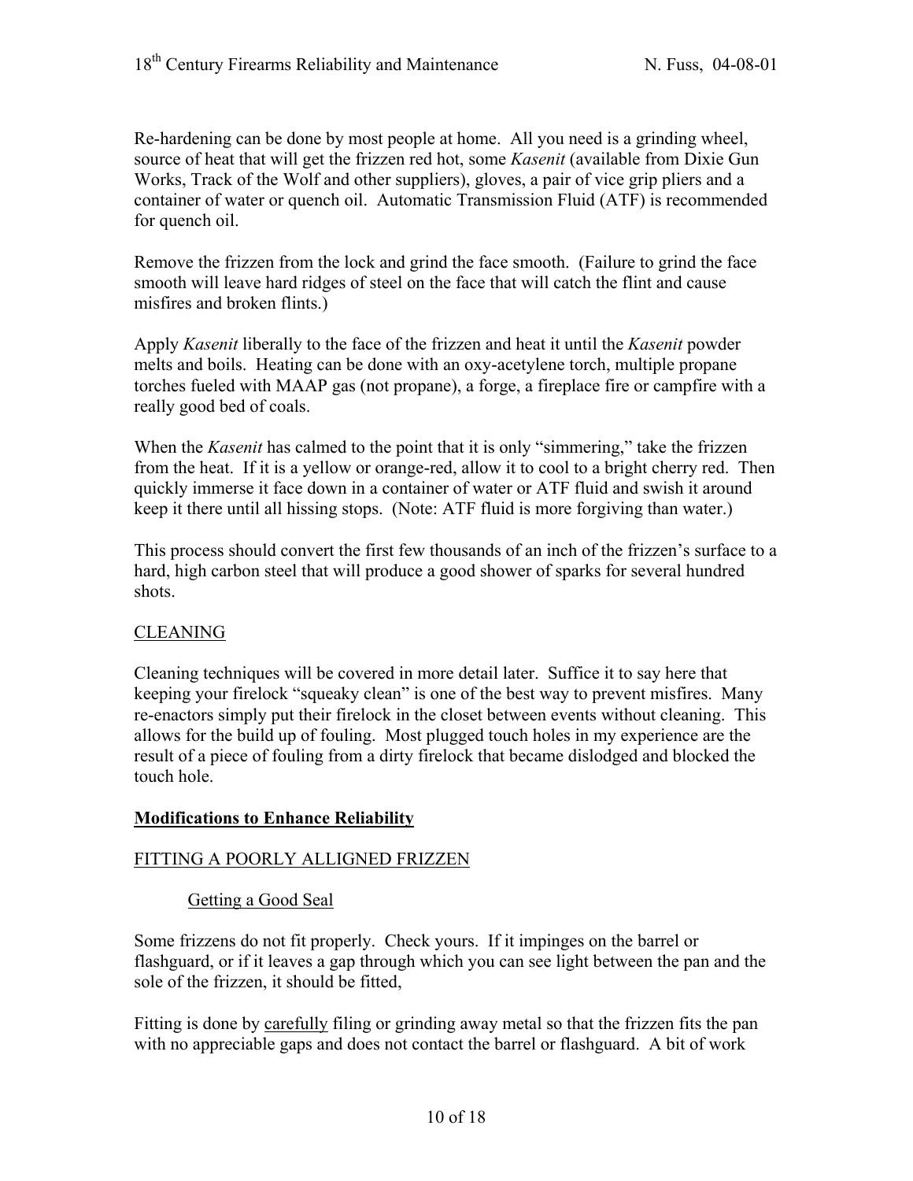Re-hardening can be done by most people at home. All you need is a grinding wheel, source of heat that will get the frizzen red hot, some *Kasenit* (available from Dixie Gun Works, Track of the Wolf and other suppliers), gloves, a pair of vice grip pliers and a container of water or quench oil. Automatic Transmission Fluid (ATF) is recommended for quench oil.

Remove the frizzen from the lock and grind the face smooth. (Failure to grind the face smooth will leave hard ridges of steel on the face that will catch the flint and cause misfires and broken flints.)

Apply *Kasenit* liberally to the face of the frizzen and heat it until the *Kasenit* powder melts and boils. Heating can be done with an oxy-acetylene torch, multiple propane torches fueled with MAAP gas (not propane), a forge, a fireplace fire or campfire with a really good bed of coals.

When the *Kasenit* has calmed to the point that it is only "simmering," take the frizzen from the heat. If it is a yellow or orange-red, allow it to cool to a bright cherry red. Then quickly immerse it face down in a container of water or ATF fluid and swish it around keep it there until all hissing stops. (Note: ATF fluid is more forgiving than water.)

This process should convert the first few thousands of an inch of the frizzen's surface to a hard, high carbon steel that will produce a good shower of sparks for several hundred shots.

<u>CLEANING</u>

Cleaning techniques will be covered in more detail later. Suffice it to say here that keeping your firelock "squeaky clean" is one of the best way to prevent misfires. Many re-enactors simply put their firelock in the closet between events without cleaning. This allows for the build up of fouling. Most plugged touch holes in my experience are the result of a piece of fouling from a dirty firelock that became dislodged and blocked the touch hole.

## Modifications to Enhance Reliability

### FITTING A POORLY ALLIGNED FRIZZEN

#### Getting a Good Seal

Some frizzens do not fit properly. Check yours. If it impinges on the barrel or flashguard, or if it leaves a gap through which you can see light between the pan and the sole of the frizzen, it should be fitted,

Fitting is done by <u>carefully</u> filing or grinding away metal so that the frizzen fits the pan with no appreciable gaps and does not contact the barrel or flashguard. A bit of work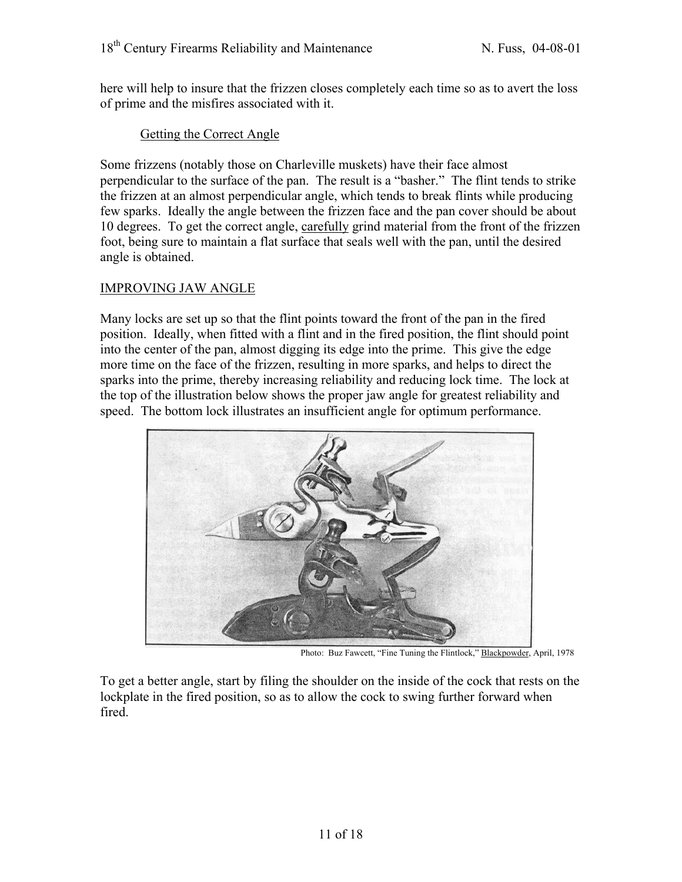here will help to insure that the frizzen closes completely each time so as to avert the loss of prime and the misfires associated with it.

### Getting the Correct Angle

Some frizzens (notably those on Charleville muskets) have their face almost perpendicular to the surface of the pan. The result is a "basher." The flint tends to strike the frizzen at an almost perpendicular angle, which tends to break flints while producing few sparks. Ideally the angle between the frizzen face and the pan cover should be about 10 degrees. To get the correct angle, carefully grind material from the front of the frizzen foot, being sure to maintain a flat surface that seals well with the pan, until the desired angle is obtained.

## IMPROVING JAW ANGLE

Many locks are set up so that the flint points toward the front of the pan in the fired position. Ideally, when fitted with a flint and in the fired position, the flint should point into the center of the pan, almost digging its edge into the prime. This give the edge more time on the face of the frizzen, resulting in more sparks, and helps to direct the sparks into the prime, thereby increasing reliability and reducing lock time. The lock at the top of the illustration below shows the proper jaw angle for greatest reliability and speed. The bottom lock illustrates an insufficient angle for optimum performance.

Photo: Buz Fawcett, "Fine Tuning the Flintlock," Blackpowder, April, 1978

To get a better angle, start by filing the shoulder on the inside of the cock that rests on the lockplate in the fired position, so as to allow the cock to swing further forward when fired.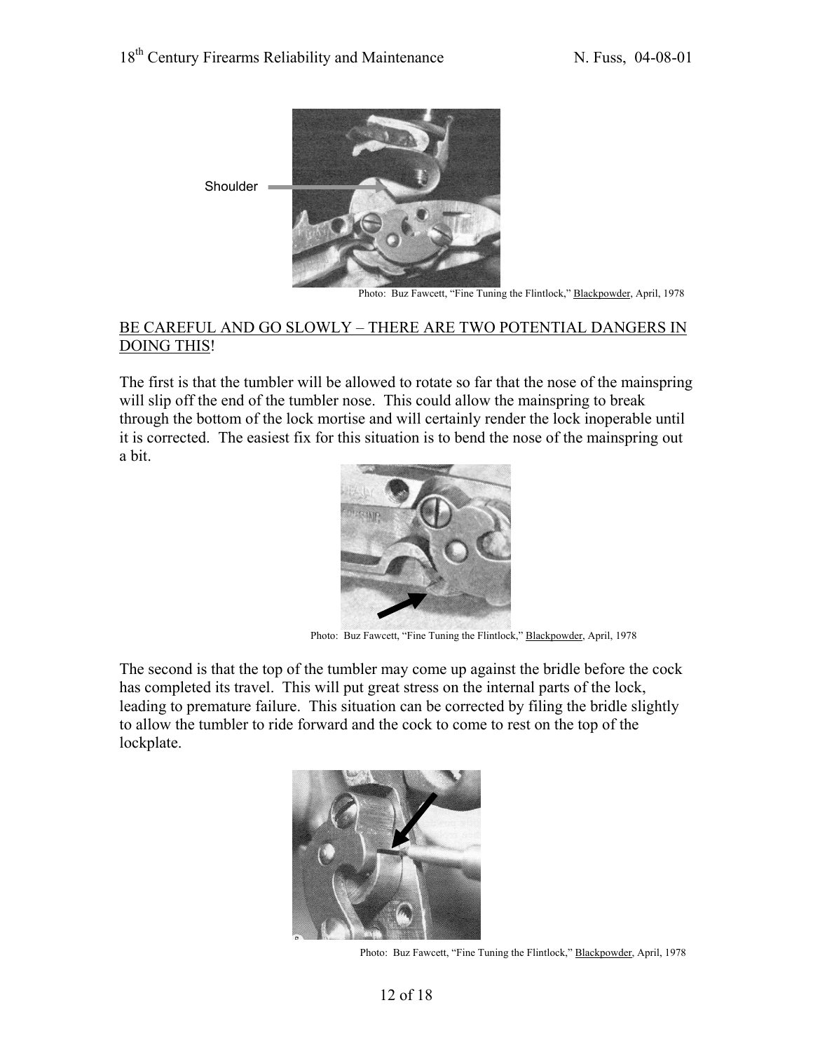Shoulder

Photo: Buz Fawcett, "Fine Tuning the Flintlock," Blackpowder, April, 1978

BE CAREFUL AND GO SLOWLY – THERE ARE TWO POTENTIAL DANGERS IN DOING THIS!

The first is that the tumbler will be allowed to rotate so far that the nose of the mainspring will slip off the end of the tumbler nose. This could allow the mainspring to break through the bottom of the lock mortise and will certainly render the lock inoperable until it is corrected. The easiest fix for this situation is to bend the nose of the mainspring out a bit.

Photo: Buz Fawcett, "Fine Tuning the Flintlock," Blackpowder, April, 1978

The second is that the top of the tumbler may come up against the bridle before the cock has completed its travel. This will put great stress on the internal parts of the lock, leading to premature failure. This situation can be corrected by filing the bridle slightly to allow the tumbler to ride forward and the cock to come to rest on the top of the lockplate.

Photo: Buz Fawcett, "Fine Tuning the Flintlock," Blackpowder, April, 1978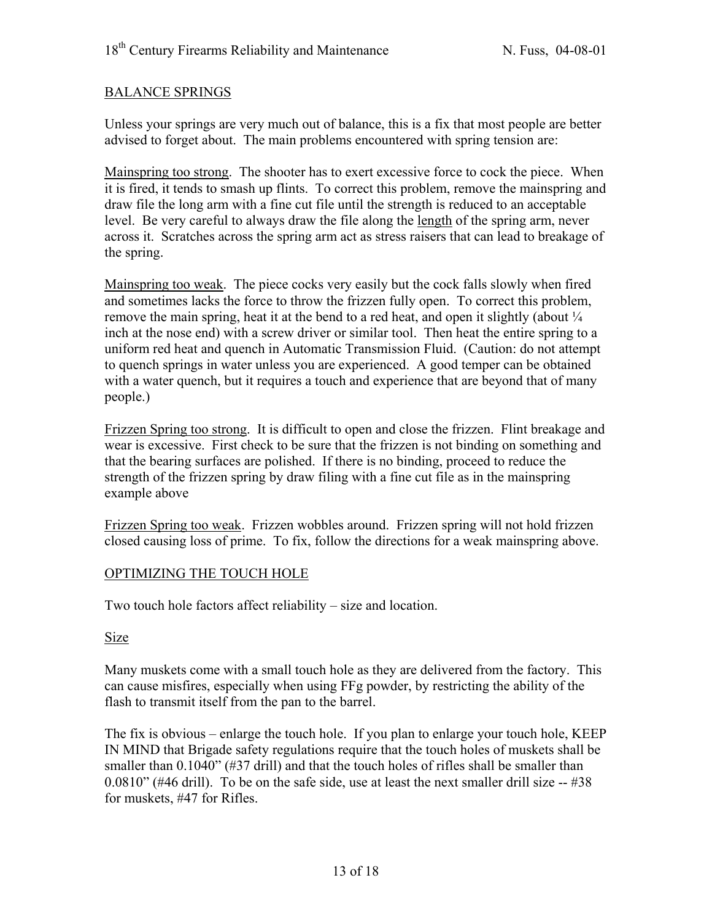## BALANCE SPRINGS

Unless your springs are very much out of balance, this is a fix that most people are better advised to forget about. The main problems encountered with spring tension are:

Mainspring too strong. The shooter has to exert excessive force to cock the piece. When it is fired, it tends to smash up flints. To correct this problem, remove the mainspring and draw file the long arm with a fine cut file until the strength is reduced to an acceptable level. Be very careful to always draw the file along the length of the spring arm, never across it. Scratches across the spring arm act as stress raisers that can lead to breakage of the spring.

Mainspring too weak. The piece cocks very easily but the cock falls slowly when fired and sometimes lacks the force to throw the frizzen fully open. To correct this problem, remove the main spring, heat it at the bend to a red heat, and open it slightly (about ¼ inch at the nose end) with a screw driver or similar tool. Then heat the entire spring to a uniform red heat and quench in Automatic Transmission Fluid. (Caution: do not attempt to quench springs in water unless you are experienced. A good temper can be obtained with a water quench, but it requires a touch and experience that are beyond that of many people.)

Frizzen Spring too strong. It is difficult to open and close the frizzen. Flint breakage and wear is excessive. First check to be sure that the frizzen is not binding on something and that the bearing surfaces are polished. If there is no binding, proceed to reduce the strength of the frizzen spring by draw filing with a fine cut file as in the mainspring example above

Frizzen Spring too weak. Frizzen wobbles around. Frizzen spring will not hold frizzen closed causing loss of prime. To fix, follow the directions for a weak mainspring above.

## OPTIMIZING THE TOUCH HOLE

Two touch hole factors affect reliability – size and location.

### Size

Many muskets come with a small touch hole as they are delivered from the factory. This can cause misfires, especially when using FFg powder, by restricting the ability of the flash to transmit itself from the pan to the barrel.

The fix is obvious – enlarge the touch hole. If you plan to enlarge your touch hole, KEEP IN MIND that Brigade safety regulations require that the touch holes of muskets shall be smaller than 0.1040" (#37 drill) and that the touch holes of rifles shall be smaller than 0.0810" (#46 drill). To be on the safe side, use at least the next smaller drill size -- #38 for muskets, #47 for Rifles.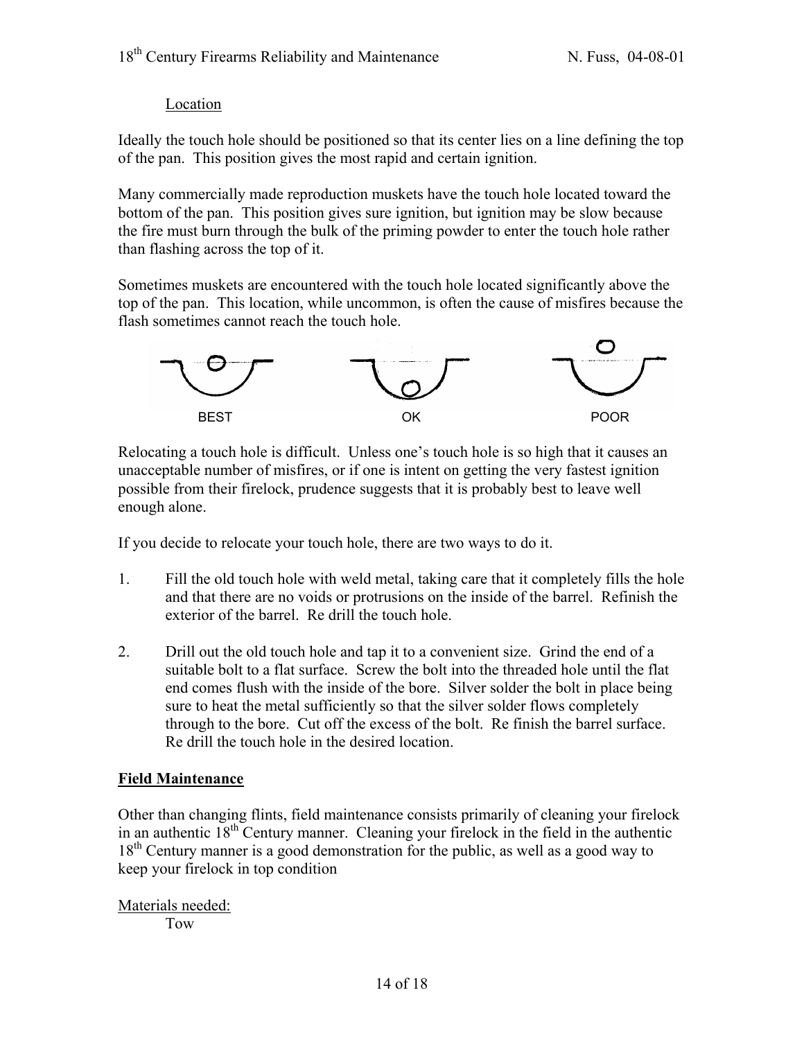Location

Ideally the touch hole should be positioned so that its center lies on a line defining the top of the pan. This position gives the most rapid and certain ignition.

Many commercially made reproduction muskets have the touch hole located toward the bottom of the pan. This position gives sure ignition, but ignition may be slow because the fire must burn through the bulk of the priming powder to enter the touch hole rather than flashing across the top of it.

Sometimes muskets are encountered with the touch hole located significantly above the top of the pan. This location, while uncommon, is often the cause of misfires because the flash sometimes cannot reach the touch hole.

BEST OK POOR

Relocating a touch hole is difficult. Unless one's touch hole is so high that it causes an unacceptable number of misfires, or if one is intent on getting the very fastest ignition possible from their firelock, prudence suggests that it is probably best to leave well enough alone.

If you decide to relocate your touch hole, there are two ways to do it.

1. Fill the old touch hole with weld metal, taking care that it completely fills the hole and that there are no voids or protrusions on the inside of the barrel. Refinish the exterior of the barrel. Re drill the touch hole.

2. Drill out the old touch hole and tap it to a convenient size. Grind the end of a suitable bolt to a flat surface. Screw the bolt into the threaded hole until the flat end comes flush with the inside of the bore. Silver solder the bolt in place being sure to heat the metal sufficiently so that the silver solder flows completely through to the bore. Cut off the excess of the bolt. Re finish the barrel surface. Re drill the touch hole in the desired location.

## Field Maintenance

Other than changing flints, field maintenance consists primarily of cleaning your firelock in an authentic 18th Century manner. Cleaning your firelock in the field in the authentic 18th Century manner is a good demonstration for the public, as well as a good way to keep your firelock in top condition

Materials needed:

Tow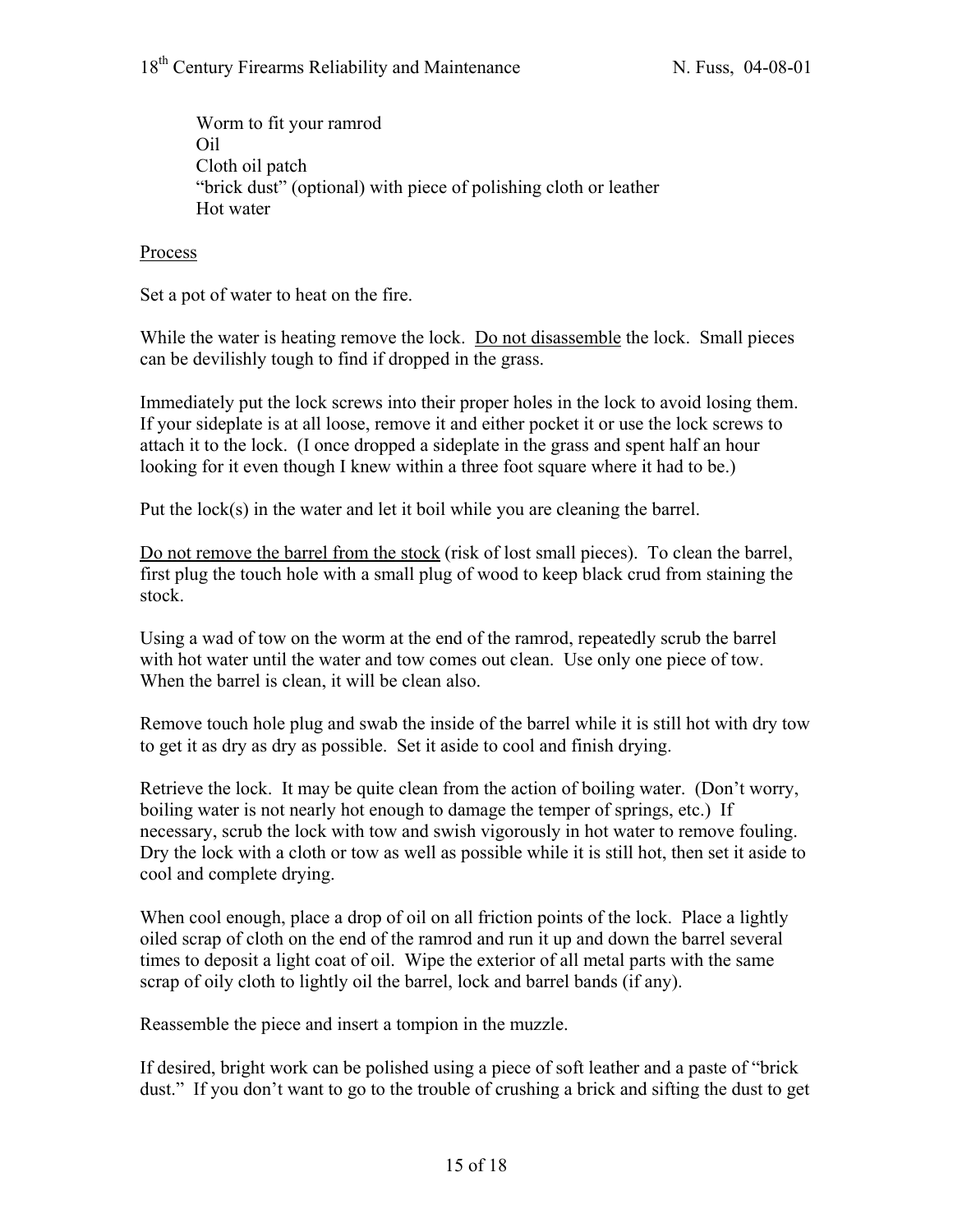Worm to fit your ramrod
Oil
Cloth oil patch
"brick dust" (optional) with piece of polishing cloth or leather
Hot water

<u>Process</u>

Set a pot of water to heat on the fire.

While the water is heating remove the lock. <u>Do not disassemble</u> the lock. Small pieces can be devilishly tough to find if dropped in the grass.

Immediately put the lock screws into their proper holes in the lock to avoid losing them. If your sideplate is at all loose, remove it and either pocket it or use the lock screws to attach it to the lock. (I once dropped a sideplate in the grass and spent half an hour looking for it even though I knew within a three foot square where it had to be.)

Put the lock(s) in the water and let it boil while you are cleaning the barrel.

<u>Do not remove the barrel from the stock</u> (risk of lost small pieces). To clean the barrel, first plug the touch hole with a small plug of wood to keep black crud from staining the stock.

Using a wad of tow on the worm at the end of the ramrod, repeatedly scrub the barrel with hot water until the water and tow comes out clean. Use only one piece of tow. When the barrel is clean, it will be clean also.

Remove touch hole plug and swab the inside of the barrel while it is still hot with dry tow to get it as dry as dry as possible. Set it aside to cool and finish drying.

Retrieve the lock. It may be quite clean from the action of boiling water. (Don't worry, boiling water is not nearly hot enough to damage the temper of springs, etc.) If necessary, scrub the lock with tow and swish vigorously in hot water to remove fouling. Dry the lock with a cloth or tow as well as possible while it is still hot, then set it aside to cool and complete drying.

When cool enough, place a drop of oil on all friction points of the lock. Place a lightly oiled scrap of cloth on the end of the ramrod and run it up and down the barrel several times to deposit a light coat of oil. Wipe the exterior of all metal parts with the same scrap of oily cloth to lightly oil the barrel, lock and barrel bands (if any).

Reassemble the piece and insert a tompion in the muzzle.

If desired, bright work can be polished using a piece of soft leather and a paste of "brick dust." If you don't want to go to the trouble of crushing a brick and sifting the dust to get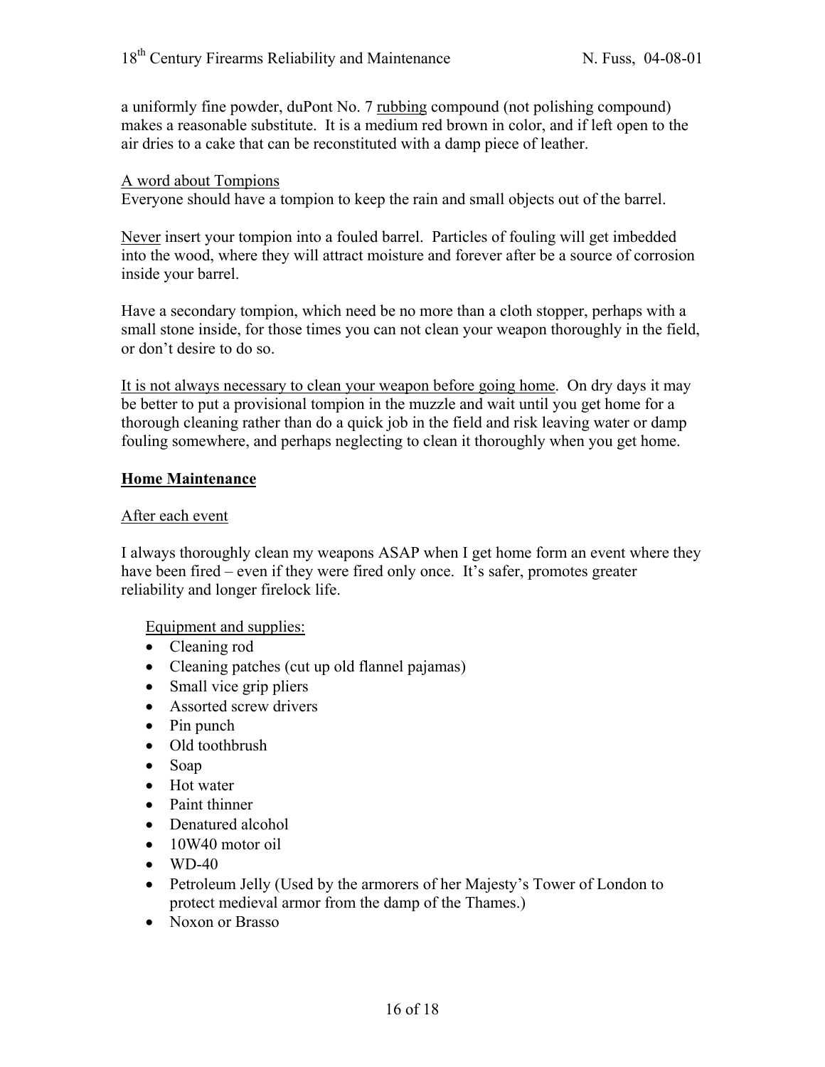a uniformly fine powder, duPont No. 7 <u>rubbing</u> compound (not polishing compound) makes a reasonable substitute. It is a medium red brown in color, and if left open to the air dries to a cake that can be reconstituted with a damp piece of leather.

<u>A word about Tompions</u>

Everyone should have a tompion to keep the rain and small objects out of the barrel.

<u>Never</u> insert your tompion into a fouled barrel. Particles of fouling will get imbedded into the wood, where they will attract moisture and forever after be a source of corrosion inside your barrel.

Have a secondary tompion, which need be no more than a cloth stopper, perhaps with a small stone inside, for those times you can not clean your weapon thoroughly in the field, or don't desire to do so.

<u>It is not always necessary to clean your weapon before going home</u>. On dry days it may be better to put a provisional tompion in the muzzle and wait until you get home for a thorough cleaning rather than do a quick job in the field and risk leaving water or damp fouling somewhere, and perhaps neglecting to clean it thoroughly when you get home.

## Home Maintenance

<u>After each event</u>

I always thoroughly clean my weapons ASAP when I get home form an event where they have been fired – even if they were fired only once. It's safer, promotes greater reliability and longer firelock life.

<u>Equipment and supplies:</u>

- Cleaning rod
- Cleaning patches (cut up old flannel pajamas)
- Small vice grip pliers
- Assorted screw drivers
- Pin punch
- Old toothbrush
- Soap
- Hot water
- Paint thinner
- Denatured alcohol
- 10W40 motor oil
- WD-40
- Petroleum Jelly (Used by the armorers of her Majesty's Tower of London to protect medieval armor from the damp of the Thames.)
- Noxon or Brasso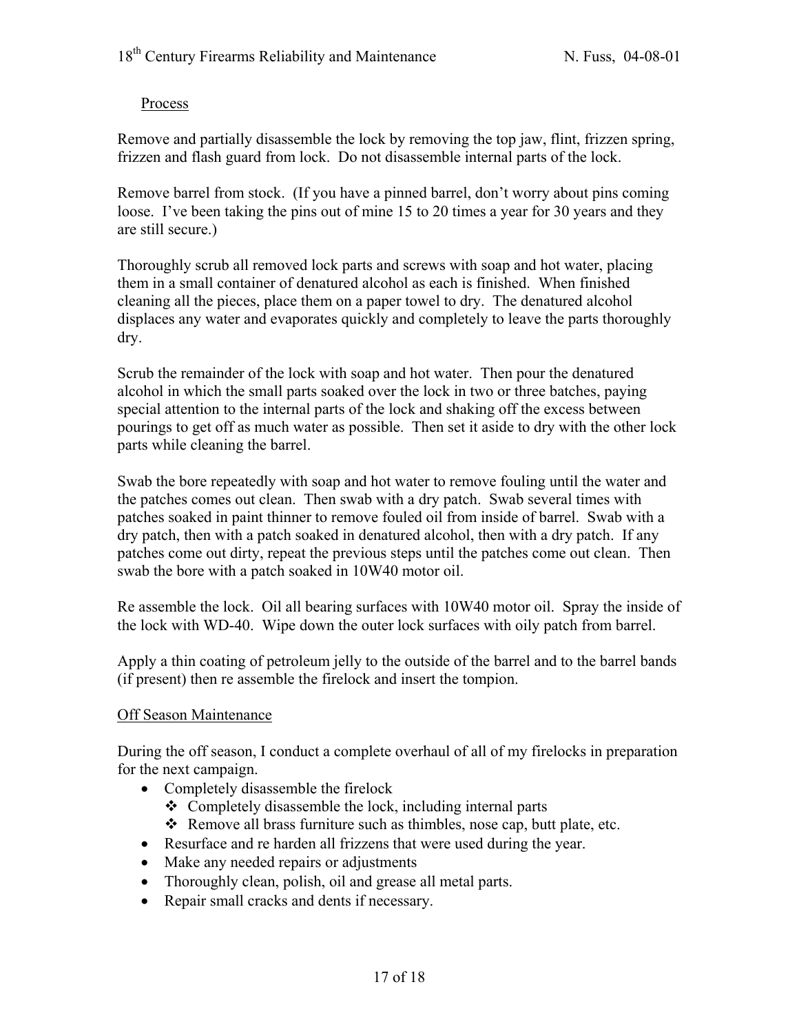Process

Remove and partially disassemble the lock by removing the top jaw, flint, frizzen spring, frizzen and flash guard from lock. Do not disassemble internal parts of the lock.

Remove barrel from stock. (If you have a pinned barrel, don't worry about pins coming loose. I've been taking the pins out of mine 15 to 20 times a year for 30 years and they are still secure.)

Thoroughly scrub all removed lock parts and screws with soap and hot water, placing them in a small container of denatured alcohol as each is finished. When finished cleaning all the pieces, place them on a paper towel to dry. The denatured alcohol displaces any water and evaporates quickly and completely to leave the parts thoroughly dry.

Scrub the remainder of the lock with soap and hot water. Then pour the denatured alcohol in which the small parts soaked over the lock in two or three batches, paying special attention to the internal parts of the lock and shaking off the excess between pourings to get off as much water as possible. Then set it aside to dry with the other lock parts while cleaning the barrel.

Swab the bore repeatedly with soap and hot water to remove fouling until the water and the patches comes out clean. Then swab with a dry patch. Swab several times with patches soaked in paint thinner to remove fouled oil from inside of barrel. Swab with a dry patch, then with a patch soaked in denatured alcohol, then with a dry patch. If any patches come out dirty, repeat the previous steps until the patches come out clean. Then swab the bore with a patch soaked in 10W40 motor oil.

Re assemble the lock. Oil all bearing surfaces with 10W40 motor oil. Spray the inside of the lock with WD-40. Wipe down the outer lock surfaces with oily patch from barrel.

Apply a thin coating of petroleum jelly to the outside of the barrel and to the barrel bands (if present) then re assemble the firelock and insert the tompion.

Off Season Maintenance

During the off season, I conduct a complete overhaul of all of my firelocks in preparation for the next campaign.

- Completely disassemble the firelock
  - Completely disassemble the lock, including internal parts
  - Remove all brass furniture such as thimbles, nose cap, butt plate, etc.
- Resurface and re harden all frizzens that were used during the year.
- Make any needed repairs or adjustments
- Thoroughly clean, polish, oil and grease all metal parts.
- Repair small cracks and dents if necessary.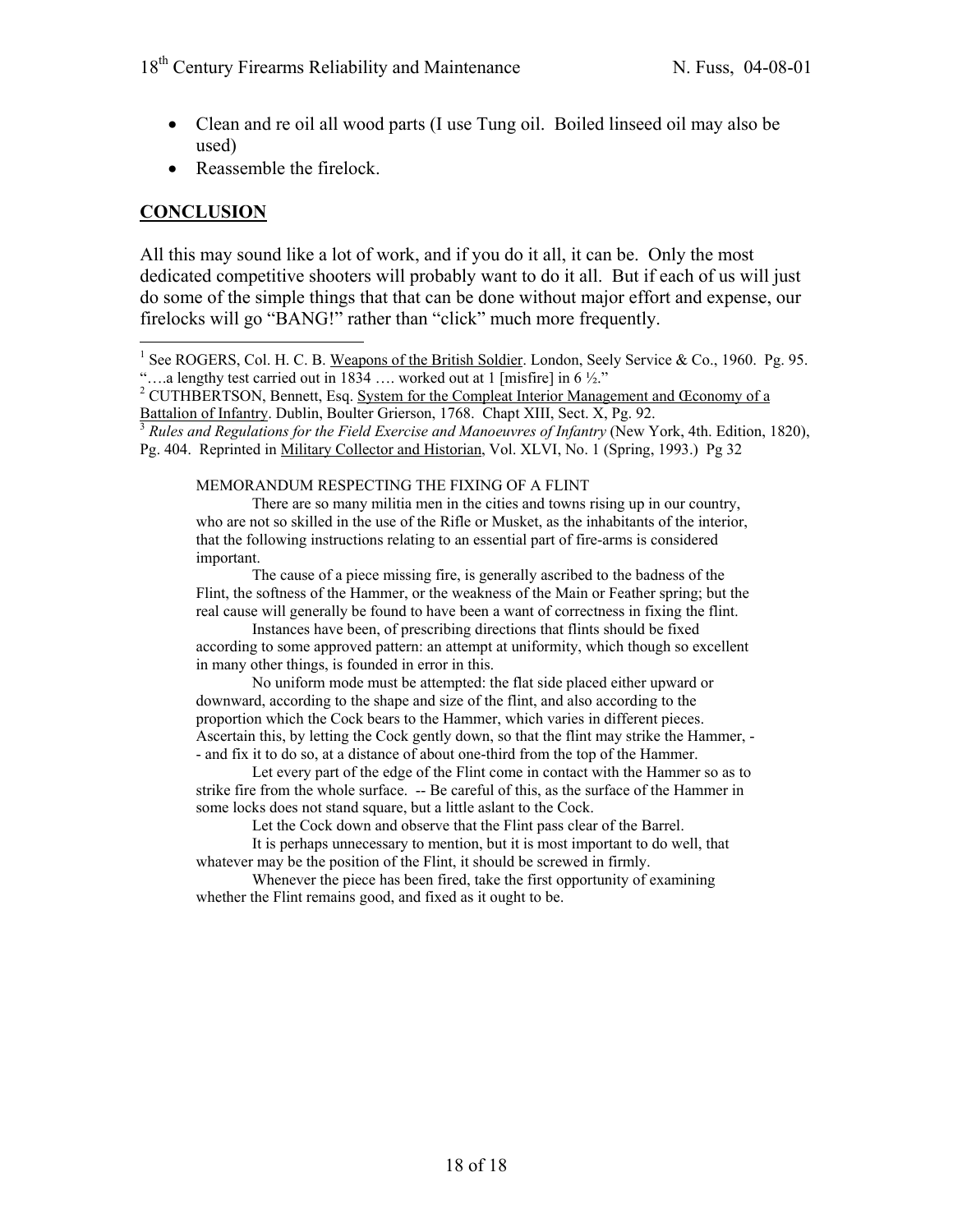- Clean and re oil all wood parts (I use Tung oil. Boiled linseed oil may also be used)
- Reassemble the firelock.

## CONCLUSION

All this may sound like a lot of work, and if you do it all, it can be. Only the most dedicated competitive shooters will probably want to do it all. But if each of us will just do some of the simple things that that can be done without major effort and expense, our firelocks will go "BANG!" rather than "click" much more frequently.

---

[1] See ROGERS, Col. H. C. B. Weapons of the British Soldier. London, Seely Service & Co., 1960. Pg. 95. "….a lengthy test carried out in 1834 …. worked out at 1 [misfire] in 6 ½."

[2] CUTHBERTSON, Bennett, Esq. System for the Compleat Interior Management and Œconomy of a Battalion of Infantry. Dublin, Boulter Grierson, 1768. Chapt XIII, Sect. X, Pg. 92.

[3] *Rules and Regulations for the Field Exercise and Manoeuvres of Infantry* (New York, 4th. Edition, 1820), Pg. 404. Reprinted in Military Collector and Historian, Vol. XLVI, No. 1 (Spring, 1993.) Pg 32

> MEMORANDUM RESPECTING THE FIXING OF A FLINT
>
> There are so many militia men in the cities and towns rising up in our country, who are not so skilled in the use of the Rifle or Musket, as the inhabitants of the interior, that the following instructions relating to an essential part of fire-arms is considered important.
>
> The cause of a piece missing fire, is generally ascribed to the badness of the Flint, the softness of the Hammer, or the weakness of the Main or Feather spring; but the real cause will generally be found to have been a want of correctness in fixing the flint.
>
> Instances have been, of prescribing directions that flints should be fixed according to some approved pattern: an attempt at uniformity, which though so excellent in many other things, is founded in error in this.
>
> No uniform mode must be attempted: the flat side placed either upward or downward, according to the shape and size of the flint, and also according to the proportion which the Cock bears to the Hammer, which varies in different pieces. Ascertain this, by letting the Cock gently down, so that the flint may strike the Hammer, -- and fix it to do so, at a distance of about one-third from the top of the Hammer.
>
> Let every part of the edge of the Flint come in contact with the Hammer so as to strike fire from the whole surface. -- Be careful of this, as the surface of the Hammer in some locks does not stand square, but a little aslant to the Cock.
>
> Let the Cock down and observe that the Flint pass clear of the Barrel.
>
> It is perhaps unnecessary to mention, but it is most important to do well, that whatever may be the position of the Flint, it should be screwed in firmly.
>
> Whenever the piece has been fired, take the first opportunity of examining whether the Flint remains good, and fixed as it ought to be.